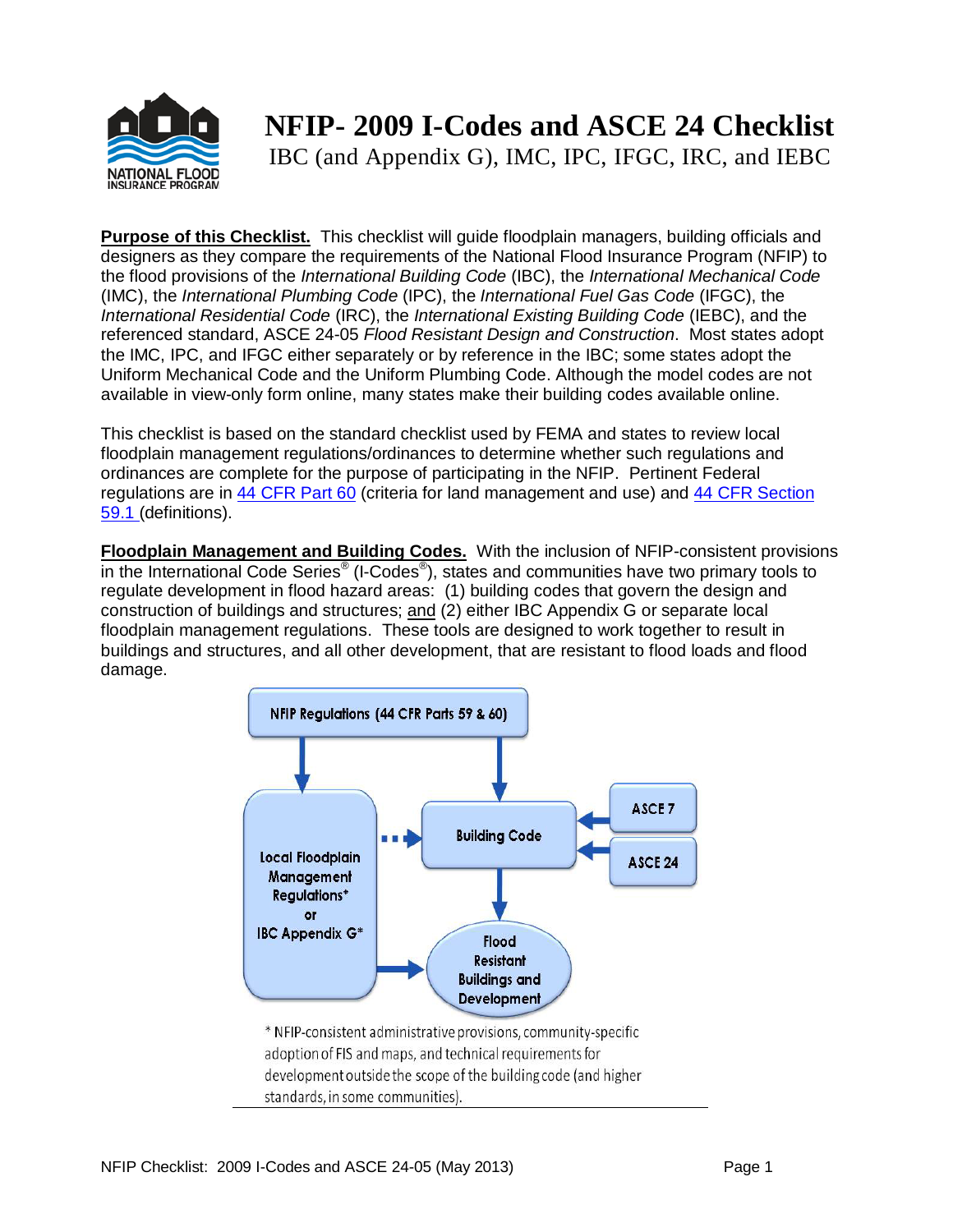# NFIP- 2009 I-Codes and ASCE 24 Checklist

IBC (and Appendix G), IMC, IPC, IFGC, IRC, and IEBC

**Purpose of this Checklist.** This checklist will guide floodplain managers, building officials and designers as they compare the requirements of the National Flood Insurance Program (NFIP) to the flood provisions of the *International Building Code* (IBC), the *International Mechanical Code* (IMC), the *International Plumbing Code* (IPC), the *International Fuel Gas Code* (IFGC), the *International Residential Code* (IRC), the *International Existing Building Code* (IEBC), and the referenced standard, ASCE 24-05 *Flood Resistant Design and Construction*. Most states adopt the IMC, IPC, and IFGC either separately or by reference in the IBC; some states adopt the Uniform Mechanical Code and the Uniform Plumbing Code. Although the model codes are not available in view-only form online, many states make their building codes available online.

This checklist is based on the standard checklist used by FEMA and states to review local floodplain management regulations/ordinances to determine whether such regulations and ordinances are complete for the purpose of participating in the NFIP. Pertinent Federal regulations are in 44 CFR Part 60 (criteria for land management and use) and 44 CFR Section 59.1 (definitions).

**Floodplain Management and Building Codes.** With the inclusion of NFIP-consistent provisions in the International Code Series® (I-Codes®), states and communities have two primary tools to regulate development in flood hazard areas: (1) building codes that govern the design and construction of buildings and structures; and (2) either IBC Appendix G or separate local floodplain management regulations. These tools are designed to work together to result in buildings and structures, and all other development, that are resistant to flood loads and flood damage.

NFIP Regulations (44 CFR Parts 59 & 60)

Local Floodplain Management Regulations* or IBC Appendix G*

Building Code

ASCE 7

ASCE 24

Flood Resistant Buildings and Development

* NFIP-consistent administrative provisions, community-specific adoption of FIS and maps, and technical requirements for development outside the scope of the building code (and higher standards, in some communities).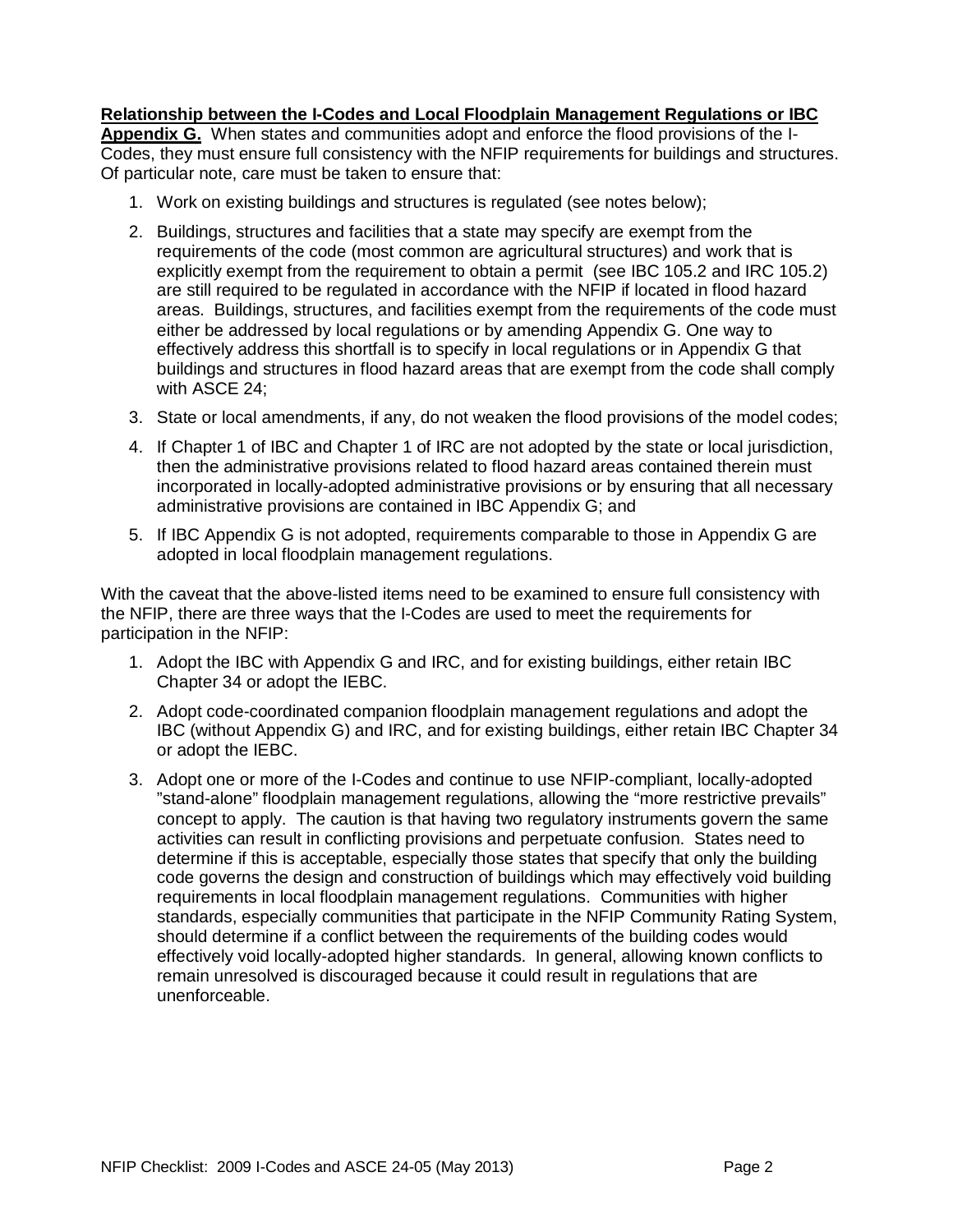**Relationship between the I-Codes and Local Floodplain Management Regulations or IBC Appendix G.** When states and communities adopt and enforce the flood provisions of the I-Codes, they must ensure full consistency with the NFIP requirements for buildings and structures. Of particular note, care must be taken to ensure that:

1. Work on existing buildings and structures is regulated (see notes below);
2. Buildings, structures and facilities that a state may specify are exempt from the requirements of the code (most common are agricultural structures) and work that is explicitly exempt from the requirement to obtain a permit (see IBC 105.2 and IRC 105.2) are still required to be regulated in accordance with the NFIP if located in flood hazard areas. Buildings, structures, and facilities exempt from the requirements of the code must either be addressed by local regulations or by amending Appendix G. One way to effectively address this shortfall is to specify in local regulations or in Appendix G that buildings and structures in flood hazard areas that are exempt from the code shall comply with ASCE 24;
3. State or local amendments, if any, do not weaken the flood provisions of the model codes;
4. If Chapter 1 of IBC and Chapter 1 of IRC are not adopted by the state or local jurisdiction, then the administrative provisions related to flood hazard areas contained therein must incorporated in locally-adopted administrative provisions or by ensuring that all necessary administrative provisions are contained in IBC Appendix G; and
5. If IBC Appendix G is not adopted, requirements comparable to those in Appendix G are adopted in local floodplain management regulations.

With the caveat that the above-listed items need to be examined to ensure full consistency with the NFIP, there are three ways that the I-Codes are used to meet the requirements for participation in the NFIP:

1. Adopt the IBC with Appendix G and IRC, and for existing buildings, either retain IBC Chapter 34 or adopt the IEBC.
2. Adopt code-coordinated companion floodplain management regulations and adopt the IBC (without Appendix G) and IRC, and for existing buildings, either retain IBC Chapter 34 or adopt the IEBC.
3. Adopt one or more of the I-Codes and continue to use NFIP-compliant, locally-adopted "stand-alone" floodplain management regulations, allowing the "more restrictive prevails" concept to apply. The caution is that having two regulatory instruments govern the same activities can result in conflicting provisions and perpetuate confusion. States need to determine if this is acceptable, especially those states that specify that only the building code governs the design and construction of buildings which may effectively void building requirements in local floodplain management regulations. Communities with higher standards, especially communities that participate in the NFIP Community Rating System, should determine if a conflict between the requirements of the building codes would effectively void locally-adopted higher standards. In general, allowing known conflicts to remain unresolved is discouraged because it could result in regulations that are unenforceable.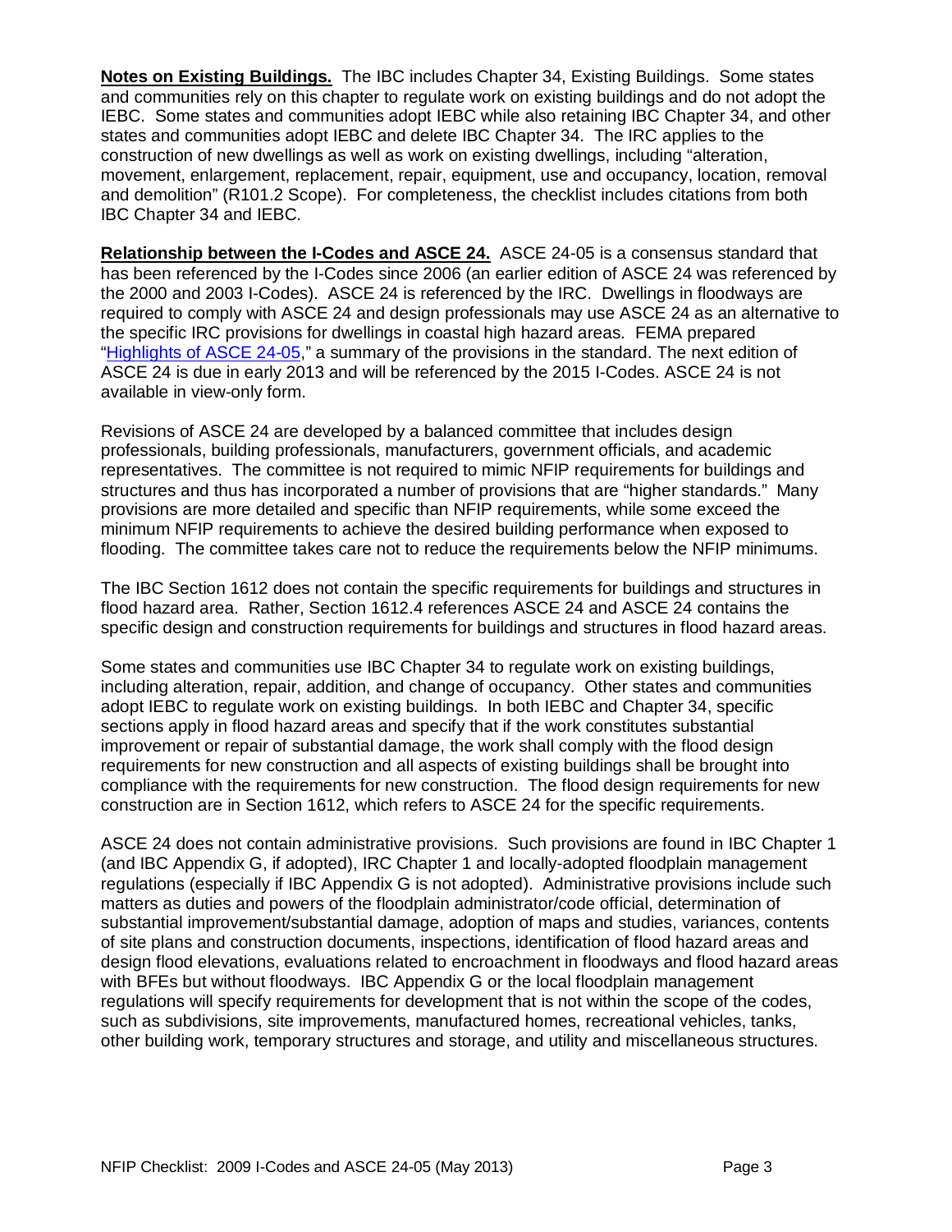**Notes on Existing Buildings.** The IBC includes Chapter 34, Existing Buildings. Some states and communities rely on this chapter to regulate work on existing buildings and do not adopt the IEBC. Some states and communities adopt IEBC while also retaining IBC Chapter 34, and other states and communities adopt IEBC and delete IBC Chapter 34. The IRC applies to the construction of new dwellings as well as work on existing dwellings, including "alteration, movement, enlargement, replacement, repair, equipment, use and occupancy, location, removal and demolition" (R101.2 Scope). For completeness, the checklist includes citations from both IBC Chapter 34 and IEBC.

**Relationship between the I-Codes and ASCE 24.** ASCE 24-05 is a consensus standard that has been referenced by the I-Codes since 2006 (an earlier edition of ASCE 24 was referenced by the 2000 and 2003 I-Codes). ASCE 24 is referenced by the IRC. Dwellings in floodways are required to comply with ASCE 24 and design professionals may use ASCE 24 as an alternative to the specific IRC provisions for dwellings in coastal high hazard areas. FEMA prepared "Highlights of ASCE 24-05," a summary of the provisions in the standard. The next edition of ASCE 24 is due in early 2013 and will be referenced by the 2015 I-Codes. ASCE 24 is not available in view-only form.

Revisions of ASCE 24 are developed by a balanced committee that includes design professionals, building professionals, manufacturers, government officials, and academic representatives. The committee is not required to mimic NFIP requirements for buildings and structures and thus has incorporated a number of provisions that are "higher standards." Many provisions are more detailed and specific than NFIP requirements, while some exceed the minimum NFIP requirements to achieve the desired building performance when exposed to flooding. The committee takes care not to reduce the requirements below the NFIP minimums.

The IBC Section 1612 does not contain the specific requirements for buildings and structures in flood hazard area. Rather, Section 1612.4 references ASCE 24 and ASCE 24 contains the specific design and construction requirements for buildings and structures in flood hazard areas.

Some states and communities use IBC Chapter 34 to regulate work on existing buildings, including alteration, repair, addition, and change of occupancy. Other states and communities adopt IEBC to regulate work on existing buildings. In both IEBC and Chapter 34, specific sections apply in flood hazard areas and specify that if the work constitutes substantial improvement or repair of substantial damage, the work shall comply with the flood design requirements for new construction and all aspects of existing buildings shall be brought into compliance with the requirements for new construction. The flood design requirements for new construction are in Section 1612, which refers to ASCE 24 for the specific requirements.

ASCE 24 does not contain administrative provisions. Such provisions are found in IBC Chapter 1 (and IBC Appendix G, if adopted), IRC Chapter 1 and locally-adopted floodplain management regulations (especially if IBC Appendix G is not adopted). Administrative provisions include such matters as duties and powers of the floodplain administrator/code official, determination of substantial improvement/substantial damage, adoption of maps and studies, variances, contents of site plans and construction documents, inspections, identification of flood hazard areas and design flood elevations, evaluations related to encroachment in floodways and flood hazard areas with BFEs but without floodways. IBC Appendix G or the local floodplain management regulations will specify requirements for development that is not within the scope of the codes, such as subdivisions, site improvements, manufactured homes, recreational vehicles, tanks, other building work, temporary structures and storage, and utility and miscellaneous structures.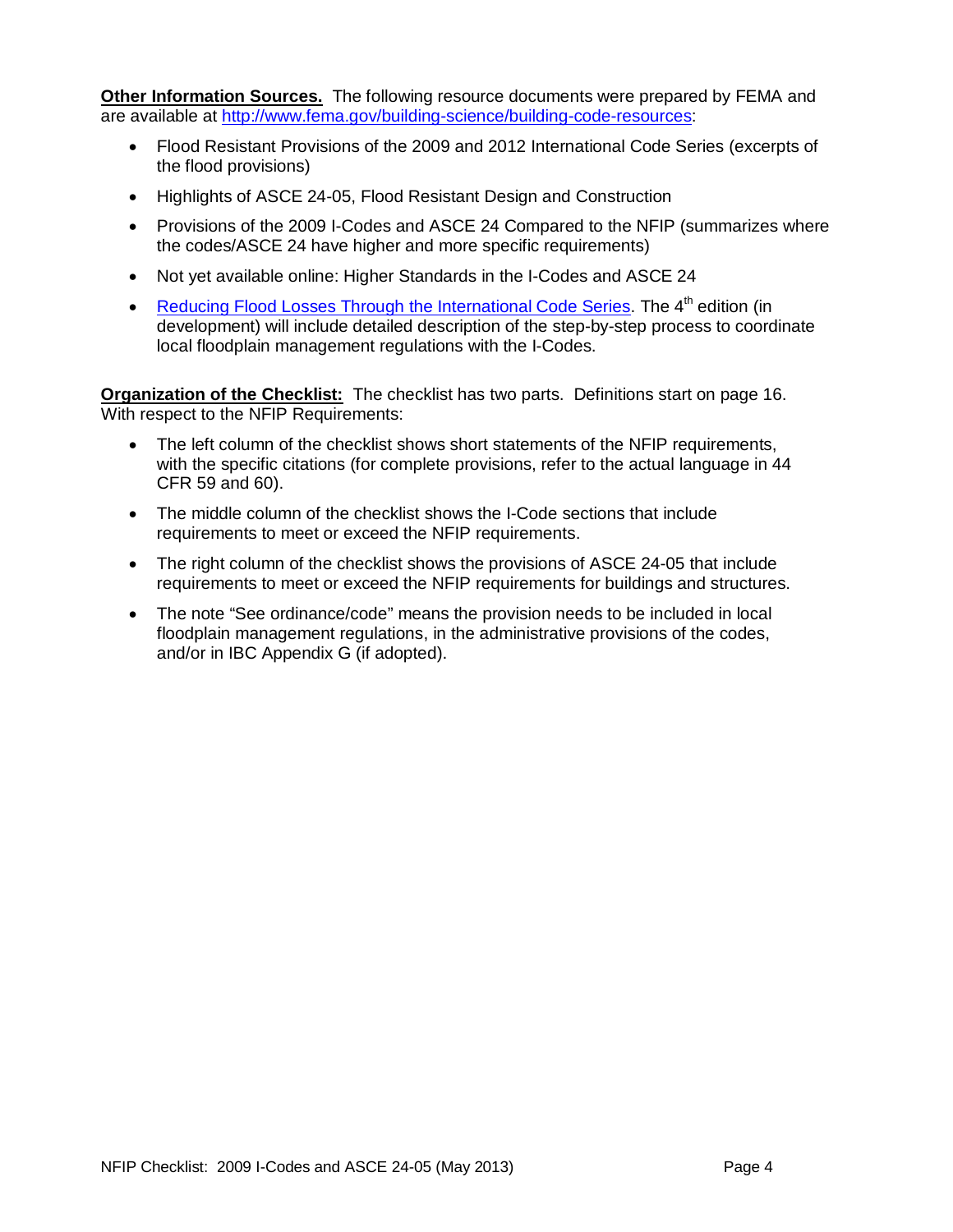**Other Information Sources.** The following resource documents were prepared by FEMA and are available at [http://www.fema.gov/building-science/building-code-resources](http://www.fema.gov/building-science/building-code-resources):

- Flood Resistant Provisions of the 2009 and 2012 International Code Series (excerpts of the flood provisions)
- Highlights of ASCE 24-05, Flood Resistant Design and Construction
- Provisions of the 2009 I-Codes and ASCE 24 Compared to the NFIP (summarizes where the codes/ASCE 24 have higher and more specific requirements)
- Not yet available online: Higher Standards in the I-Codes and ASCE 24
- [Reducing Flood Losses Through the International Code Series](#). The 4th edition (in development) will include detailed description of the step-by-step process to coordinate local floodplain management regulations with the I-Codes.

**Organization of the Checklist:** The checklist has two parts. Definitions start on page 16. With respect to the NFIP Requirements:

- The left column of the checklist shows short statements of the NFIP requirements, with the specific citations (for complete provisions, refer to the actual language in 44 CFR 59 and 60).
- The middle column of the checklist shows the I-Code sections that include requirements to meet or exceed the NFIP requirements.
- The right column of the checklist shows the provisions of ASCE 24-05 that include requirements to meet or exceed the NFIP requirements for buildings and structures.
- The note "See ordinance/code" means the provision needs to be included in local floodplain management regulations, in the administrative provisions of the codes, and/or in IBC Appendix G (if adopted).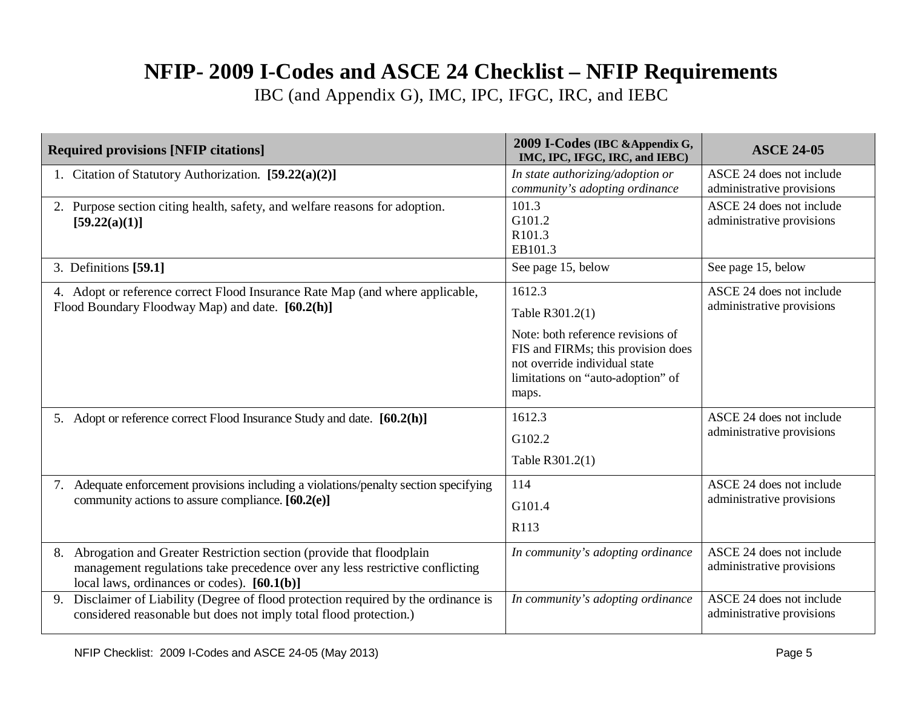# NFIP- 2009 I-Codes and ASCE 24 Checklist – NFIP Requirements

IBC (and Appendix G), IMC, IPC, IFGC, IRC, and IEBC

| Required provisions [NFIP citations] | 2009 I-Codes (IBC &Appendix G, IMC, IPC, IFGC, IRC, and IEBC) | ASCE 24-05 |
|---|---|---|
| 1. Citation of Statutory Authorization. **[59.22(a)(2)]** | *In state authorizing/adoption or community's adopting ordinance* | ASCE 24 does not include administrative provisions |
| 2. Purpose section citing health, safety, and welfare reasons for adoption. **[59.22(a)(1)]** | 101.3<br>G101.2<br>R101.3<br>EB101.3 | ASCE 24 does not include administrative provisions |
| 3. Definitions **[59.1]** | See page 15, below | See page 15, below |
| 4. Adopt or reference correct Flood Insurance Rate Map (and where applicable, Flood Boundary Floodway Map) and date. **[60.2(h)]** | 1612.3<br>Table R301.2(1)<br>Note: both reference revisions of FIS and FIRMs; this provision does not override individual state limitations on "auto-adoption" of maps. | ASCE 24 does not include administrative provisions |
| 5. Adopt or reference correct Flood Insurance Study and date. **[60.2(h)]** | 1612.3<br>G102.2<br>Table R301.2(1) | ASCE 24 does not include administrative provisions |
| 7. Adequate enforcement provisions including a violations/penalty section specifying community actions to assure compliance. **[60.2(e)]** | 114<br>G101.4<br>R113 | ASCE 24 does not include administrative provisions |
| 8. Abrogation and Greater Restriction section (provide that floodplain management regulations take precedence over any less restrictive conflicting local laws, ordinances or codes). **[60.1(b)]** | *In community's adopting ordinance* | ASCE 24 does not include administrative provisions |
| 9. Disclaimer of Liability (Degree of flood protection required by the ordinance is considered reasonable but does not imply total flood protection.) | *In community's adopting ordinance* | ASCE 24 does not include administrative provisions |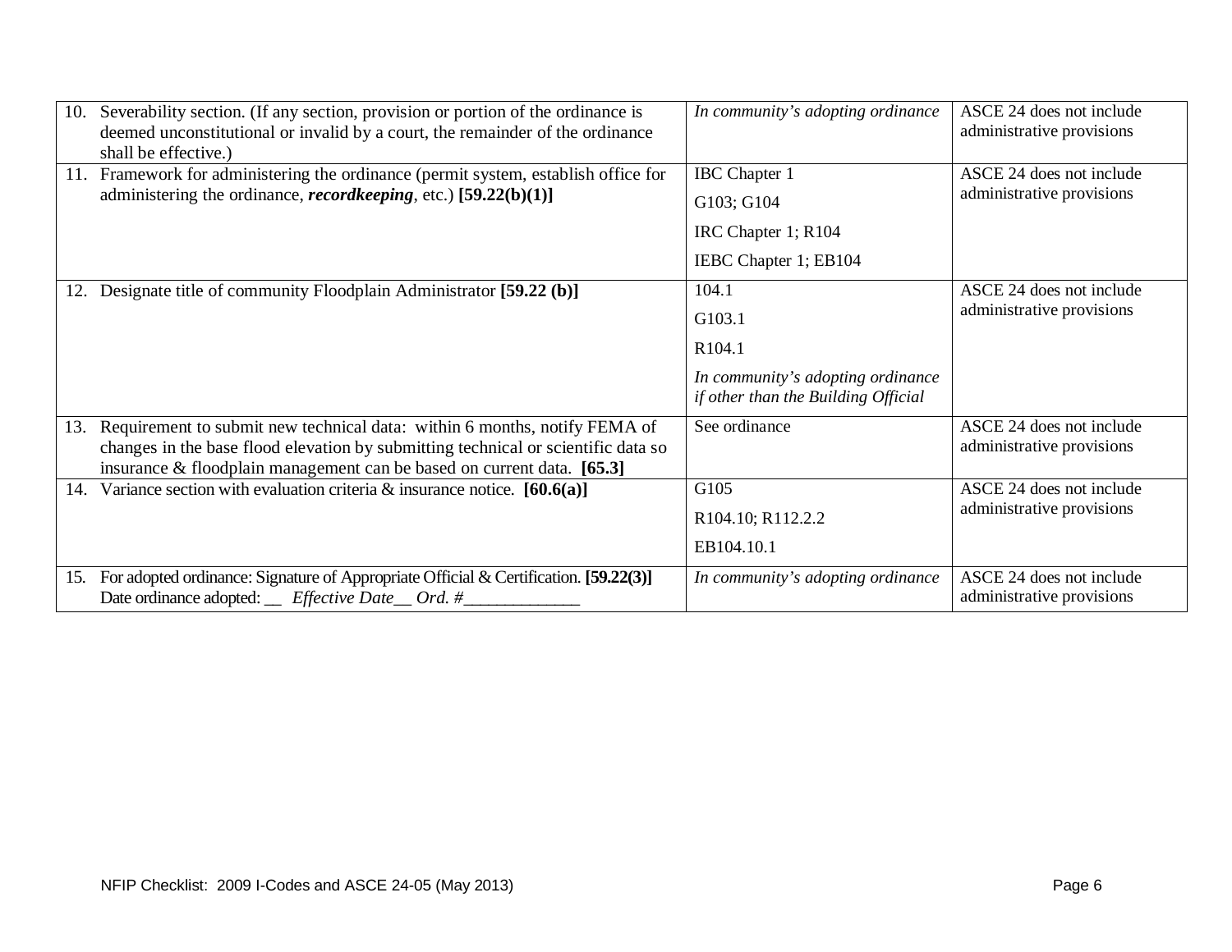| | | |
|---|---|---|
| 10. Severability section. (If any section, provision or portion of the ordinance is deemed unconstitutional or invalid by a court, the remainder of the ordinance shall be effective.) | *In community's adopting ordinance* | ASCE 24 does not include administrative provisions |
| 11. Framework for administering the ordinance (permit system, establish office for administering the ordinance, ***recordkeeping***, etc.) **[59.22(b)(1)]** | IBC Chapter 1<br>G103; G104<br>IRC Chapter 1; R104<br>IEBC Chapter 1; EB104 | ASCE 24 does not include administrative provisions |
| 12. Designate title of community Floodplain Administrator **[59.22 (b)]** | 104.1<br>G103.1<br>R104.1<br>*In community's adopting ordinance if other than the Building Official* | ASCE 24 does not include administrative provisions |
| 13. Requirement to submit new technical data: within 6 months, notify FEMA of changes in the base flood elevation by submitting technical or scientific data so insurance & floodplain management can be based on current data. **[65.3]** | See ordinance | ASCE 24 does not include administrative provisions |
| 14. Variance section with evaluation criteria & insurance notice. **[60.6(a)]** | G105<br>R104.10; R112.2.2<br>EB104.10.1 | ASCE 24 does not include administrative provisions |
| 15. For adopted ordinance: Signature of Appropriate Official & Certification. **[59.22(3)]** Date ordinance adopted: __ *Effective Date__ Ord. #____________* | *In community's adopting ordinance* | ASCE 24 does not include administrative provisions |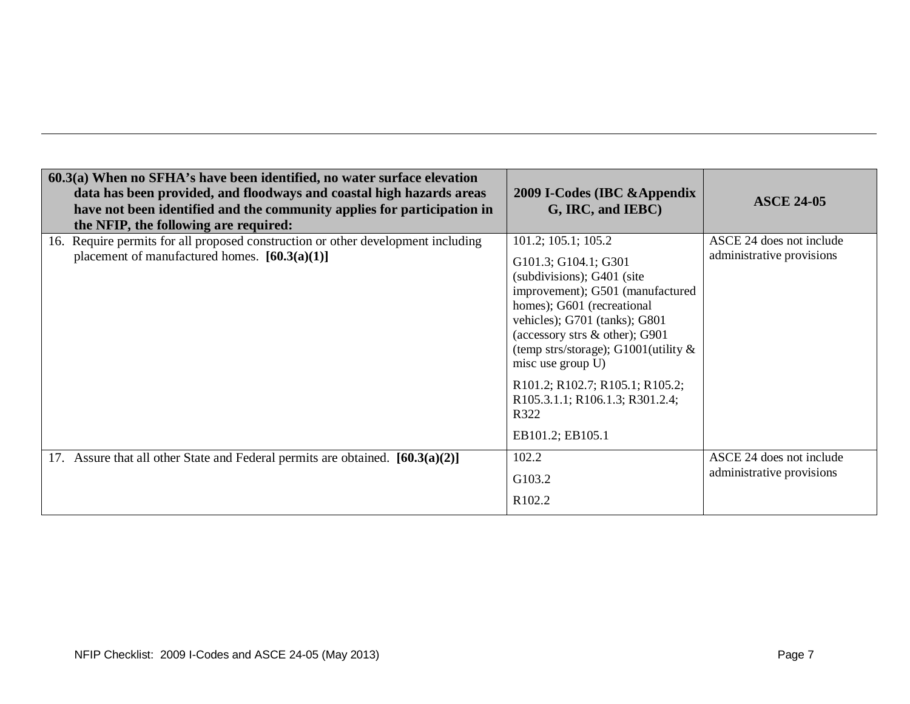| **60.3(a) When no SFHA's have been identified, no water surface elevation data has been provided, and floodways and coastal high hazards areas have not been identified and the community applies for participation in the NFIP, the following are required:** | **2009 I-Codes (IBC &Appendix G, IRC, and IEBC)** | **ASCE 24-05** |
|---|---|---|
| 16. Require permits for all proposed construction or other development including placement of manufactured homes. **[60.3(a)(1)]** | 101.2; 105.1; 105.2<br><br>G101.3; G104.1; G301 (subdivisions); G401 (site improvement); G501 (manufactured homes); G601 (recreational vehicles); G701 (tanks); G801 (accessory strs & other); G901 (temp strs/storage); G1001(utility & misc use group U)<br><br>R101.2; R102.7; R105.1; R105.2; R105.3.1.1; R106.1.3; R301.2.4; R322<br><br>EB101.2; EB105.1 | ASCE 24 does not include administrative provisions |
| 17. Assure that all other State and Federal permits are obtained. **[60.3(a)(2)]** | 102.2<br><br>G103.2<br><br>R102.2 | ASCE 24 does not include administrative provisions |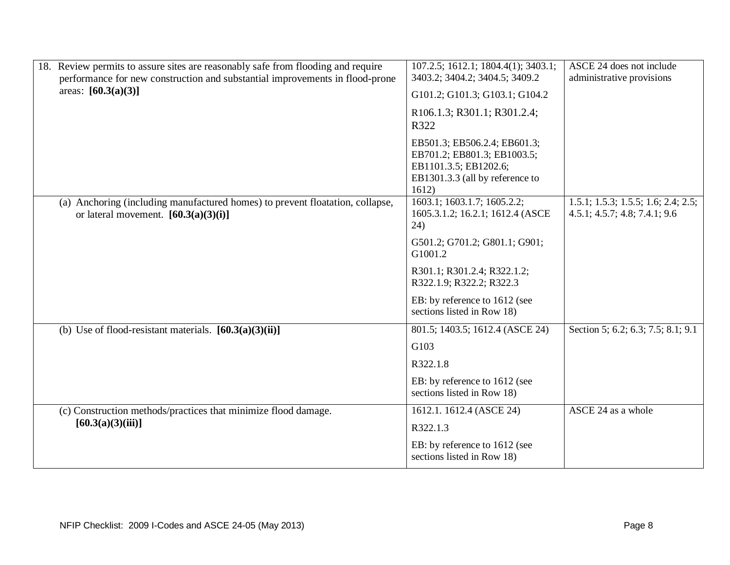| | | |
|---|---|---|
| 18. Review permits to assure sites are reasonably safe from flooding and require performance for new construction and substantial improvements in flood-prone areas: **[60.3(a)(3)]** | 107.2.5; 1612.1; 1804.4(1); 3403.1; 3403.2; 3404.2; 3404.5; 3409.2<br><br>G101.2; G101.3; G103.1; G104.2<br><br>R106.1.3; R301.1; R301.2.4; R322<br><br>EB501.3; EB506.2.4; EB601.3; EB701.2; EB801.3; EB1003.5; EB1101.3.5; EB1202.6; EB1301.3.3 (all by reference to 1612) | ASCE 24 does not include administrative provisions |
| (a) Anchoring (including manufactured homes) to prevent floatation, collapse, or lateral movement. **[60.3(a)(3)(i)]** | 1603.1; 1603.1.7; 1605.2.2; 1605.3.1.2; 16.2.1; 1612.4 (ASCE 24)<br><br>G501.2; G701.2; G801.1; G901; G1001.2<br><br>R301.1; R301.2.4; R322.1.2; R322.1.9; R322.2; R322.3<br><br>EB: by reference to 1612 (see sections listed in Row 18) | 1.5.1; 1.5.3; 1.5.5; 1.6; 2.4; 2.5; 4.5.1; 4.5.7; 4.8; 7.4.1; 9.6 |
| (b) Use of flood-resistant materials. **[60.3(a)(3)(ii)]** | 801.5; 1403.5; 1612.4 (ASCE 24)<br><br>G103<br><br>R322.1.8<br><br>EB: by reference to 1612 (see sections listed in Row 18) | Section 5; 6.2; 6.3; 7.5; 8.1; 9.1 |
| (c) Construction methods/practices that minimize flood damage. **[60.3(a)(3)(iii)]** | 1612.1. 1612.4 (ASCE 24)<br><br>R322.1.3<br><br>EB: by reference to 1612 (see sections listed in Row 18) | ASCE 24 as a whole |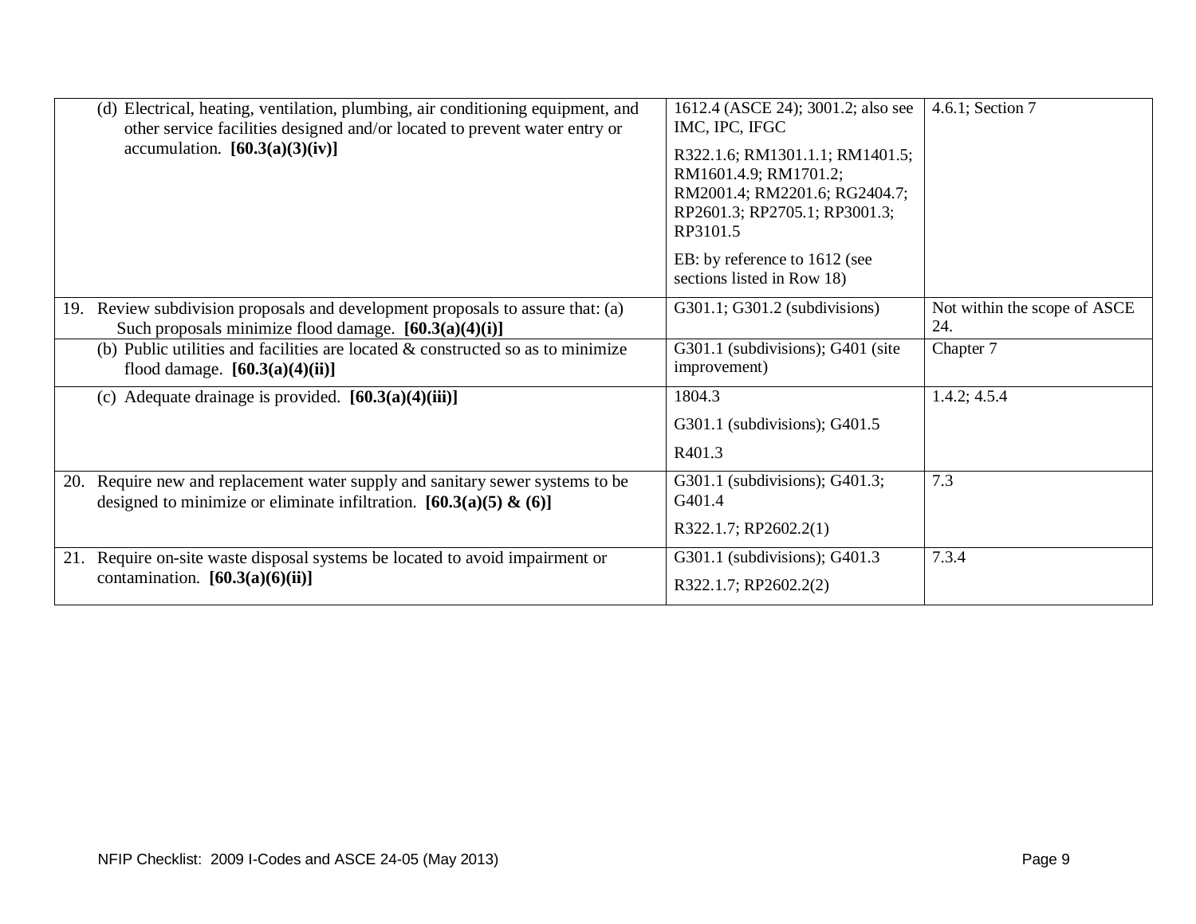| | | |
|---|---|---|
| (d) Electrical, heating, ventilation, plumbing, air conditioning equipment, and other service facilities designed and/or located to prevent water entry or accumulation. **[60.3(a)(3)(iv)]** | 1612.4 (ASCE 24); 3001.2; also see IMC, IPC, IFGC<br><br>R322.1.6; RM1301.1.1; RM1401.5; RM1601.4.9; RM1701.2; RM2001.4; RM2201.6; RG2404.7; RP2601.3; RP2705.1; RP3001.3; RP3101.5<br><br>EB: by reference to 1612 (see sections listed in Row 18) | 4.6.1; Section 7 |
| 19. Review subdivision proposals and development proposals to assure that: (a) Such proposals minimize flood damage. **[60.3(a)(4)(i)]** | G301.1; G301.2 (subdivisions) | Not within the scope of ASCE 24. |
| (b) Public utilities and facilities are located & constructed so as to minimize flood damage. **[60.3(a)(4)(ii)]** | G301.1 (subdivisions); G401 (site improvement) | Chapter 7 |
| (c) Adequate drainage is provided. **[60.3(a)(4)(iii)]** | 1804.3<br><br>G301.1 (subdivisions); G401.5<br><br>R401.3 | 1.4.2; 4.5.4 |
| 20. Require new and replacement water supply and sanitary sewer systems to be designed to minimize or eliminate infiltration. **[60.3(a)(5) & (6)]** | G301.1 (subdivisions); G401.3; G401.4<br><br>R322.1.7; RP2602.2(1) | 7.3 |
| 21. Require on-site waste disposal systems be located to avoid impairment or contamination. **[60.3(a)(6)(ii)]** | G301.1 (subdivisions); G401.3<br><br>R322.1.7; RP2602.2(2) | 7.3.4 |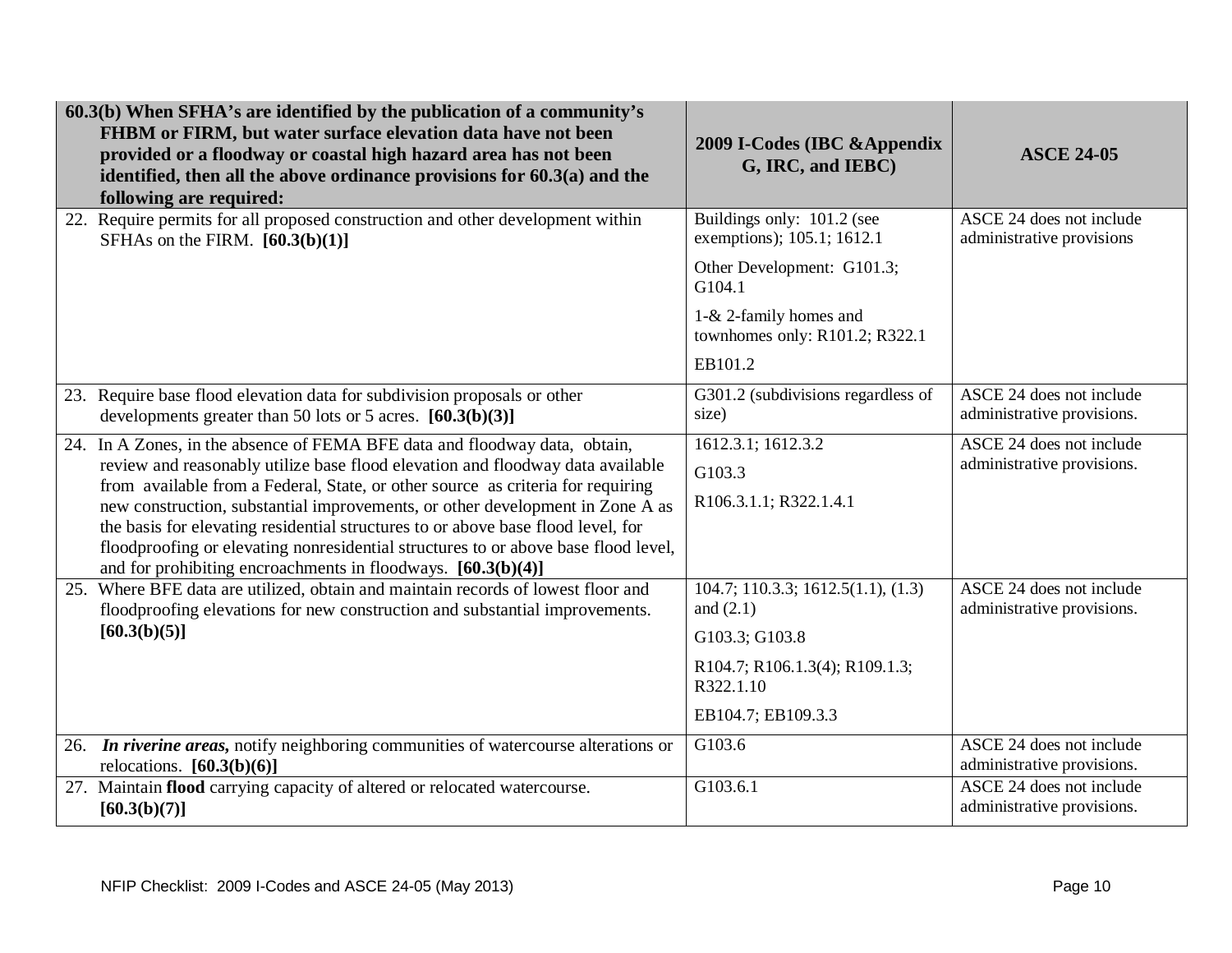| **60.3(b) When SFHA's are identified by the publication of a community's FHBM or FIRM, but water surface elevation data have not been provided or a floodway or coastal high hazard area has not been identified, then all the above ordinance provisions for 60.3(a) and the following are required:** | **2009 I-Codes (IBC &Appendix G, IRC, and IEBC)** | **ASCE 24-05** |
|---|---|---|
| 22. Require permits for all proposed construction and other development within SFHAs on the FIRM. **[60.3(b)(1)]** | Buildings only: 101.2 (see exemptions); 105.1; 1612.1<br><br>Other Development: G101.3; G104.1<br><br>1-& 2-family homes and townhomes only: R101.2; R322.1<br><br>EB101.2 | ASCE 24 does not include administrative provisions |
| 23. Require base flood elevation data for subdivision proposals or other developments greater than 50 lots or 5 acres. **[60.3(b)(3)]** | G301.2 (subdivisions regardless of size) | ASCE 24 does not include administrative provisions. |
| 24. In A Zones, in the absence of FEMA BFE data and floodway data, obtain, review and reasonably utilize base flood elevation and floodway data available from available from a Federal, State, or other source as criteria for requiring new construction, substantial improvements, or other development in Zone A as the basis for elevating residential structures to or above base flood level, for floodproofing or elevating nonresidential structures to or above base flood level, and for prohibiting encroachments in floodways. **[60.3(b)(4)]** | 1612.3.1; 1612.3.2<br><br>G103.3<br><br>R106.3.1.1; R322.1.4.1 | ASCE 24 does not include administrative provisions. |
| 25. Where BFE data are utilized, obtain and maintain records of lowest floor and floodproofing elevations for new construction and substantial improvements. **[60.3(b)(5)]** | 104.7; 110.3.3; 1612.5(1.1), (1.3) and (2.1)<br><br>G103.3; G103.8<br><br>R104.7; R106.1.3(4); R109.1.3; R322.1.10<br><br>EB104.7; EB109.3.3 | ASCE 24 does not include administrative provisions. |
| 26. ***In riverine areas,*** notify neighboring communities of watercourse alterations or relocations. **[60.3(b)(6)]** | G103.6 | ASCE 24 does not include administrative provisions. |
| 27. Maintain **flood** carrying capacity of altered or relocated watercourse. **[60.3(b)(7)]** | G103.6.1 | ASCE 24 does not include administrative provisions. |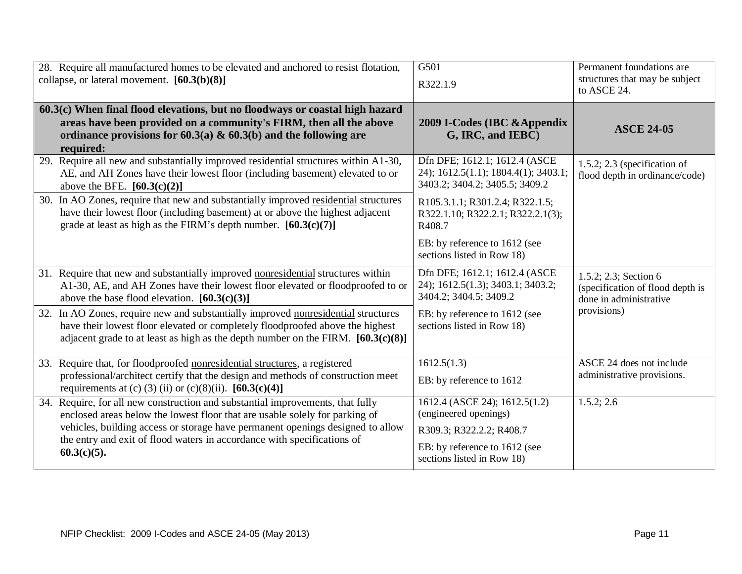| | | |
|---|---|---|
| 28. Require all manufactured homes to be elevated and anchored to resist flotation, collapse, or lateral movement. **[60.3(b)(8)]** | G501<br>R322.1.9 | Permanent foundations are structures that may be subject to ASCE 24. |
| **60.3(c) When final flood elevations, but no floodways or coastal high hazard areas have been provided on a community's FIRM, then all the above ordinance provisions for 60.3(a) & 60.3(b) and the following are required:** | **2009 I-Codes (IBC &Appendix G, IRC, and IEBC)** | **ASCE 24-05** |
| 29. Require all new and substantially improved <u>residential</u> structures within A1-30, AE, and AH Zones have their lowest floor (including basement) elevated to or above the BFE. **[60.3(c)(2)]**<br><br>30. In AO Zones, require that new and substantially improved <u>residential</u> structures have their lowest floor (including basement) at or above the highest adjacent grade at least as high as the FIRM's depth number. **[60.3(c)(7)]** | Dfn DFE; 1612.1; 1612.4 (ASCE 24); 1612.5(1.1); 1804.4(1); 3403.1; 3403.2; 3404.2; 3405.5; 3409.2<br>R105.3.1.1; R301.2.4; R322.1.5; R322.1.10; R322.2.1; R322.2.1(3); R408.7<br>EB: by reference to 1612 (see sections listed in Row 18) | 1.5.2; 2.3 (specification of flood depth in ordinance/code) |
| 31. Require that new and substantially improved <u>nonresidential</u> structures within A1-30, AE, and AH Zones have their lowest floor elevated or floodproofed to or above the base flood elevation. **[60.3(c)(3)]**<br><br>32. In AO Zones, require new and substantially improved <u>nonresidential</u> structures have their lowest floor elevated or completely floodproofed above the highest adjacent grade to at least as high as the depth number on the FIRM. **[60.3(c)(8)]** | Dfn DFE; 1612.1; 1612.4 (ASCE 24); 1612.5(1.3); 3403.1; 3403.2; 3404.2; 3404.5; 3409.2<br>EB: by reference to 1612 (see sections listed in Row 18) | 1.5.2; 2.3; Section 6 (specification of flood depth is done in administrative provisions) |
| 33. Require that, for floodproofed <u>nonresidential structures</u>, a registered professional/architect certify that the design and methods of construction meet requirements at (c) (3) (ii) or (c)(8)(ii). **[60.3(c)(4)]** | 1612.5(1.3)<br>EB: by reference to 1612 | ASCE 24 does not include administrative provisions. |
| 34. Require, for all new construction and substantial improvements, that fully enclosed areas below the lowest floor that are usable solely for parking of vehicles, building access or storage have permanent openings designed to allow the entry and exit of flood waters in accordance with specifications of **60.3(c)(5).** | 1612.4 (ASCE 24); 1612.5(1.2) (engineered openings)<br>R309.3; R322.2.2; R408.7<br>EB: by reference to 1612 (see sections listed in Row 18) | 1.5.2; 2.6 |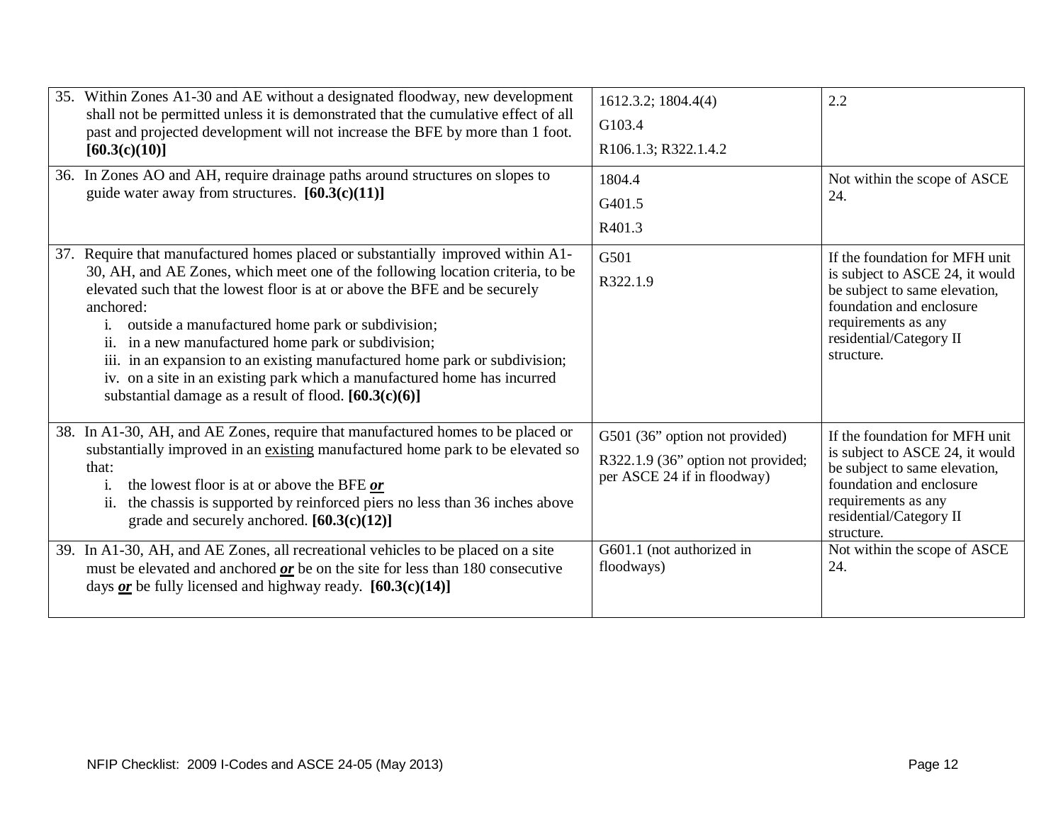| | | |
|---|---|---|
| 35. Within Zones A1-30 and AE without a designated floodway, new development shall not be permitted unless it is demonstrated that the cumulative effect of all past and projected development will not increase the BFE by more than 1 foot. **[60.3(c)(10)]** | 1612.3.2; 1804.4(4)<br>G103.4<br>R106.1.3; R322.1.4.2 | 2.2 |
| 36. In Zones AO and AH, require drainage paths around structures on slopes to guide water away from structures. **[60.3(c)(11)]** | 1804.4<br>G401.5<br>R401.3 | Not within the scope of ASCE 24. |
| 37. Require that manufactured homes placed or substantially improved within A1-30, AH, and AE Zones, which meet one of the following location criteria, to be elevated such that the lowest floor is at or above the BFE and be securely anchored:<br>i. outside a manufactured home park or subdivision;<br>ii. in a new manufactured home park or subdivision;<br>iii. in an expansion to an existing manufactured home park or subdivision;<br>iv. on a site in an existing park which a manufactured home has incurred substantial damage as a result of flood. **[60.3(c)(6)]** | G501<br>R322.1.9 | If the foundation for MFH unit is subject to ASCE 24, it would be subject to same elevation, foundation and enclosure requirements as any residential/Category II structure. |
| 38. In A1-30, AH, and AE Zones, require that manufactured homes to be placed or substantially improved in an <u>existing</u> manufactured home park to be elevated so that:<br>i. the lowest floor is at or above the BFE ***<u>or</u>***<br>ii. the chassis is supported by reinforced piers no less than 36 inches above grade and securely anchored. **[60.3(c)(12)]** | G501 (36" option not provided)<br>R322.1.9 (36" option not provided; per ASCE 24 if in floodway) | If the foundation for MFH unit is subject to ASCE 24, it would be subject to same elevation, foundation and enclosure requirements as any residential/Category II structure. |
| 39. In A1-30, AH, and AE Zones, all recreational vehicles to be placed on a site must be elevated and anchored ***<u>or</u>*** be on the site for less than 180 consecutive days ***<u>or</u>*** be fully licensed and highway ready. **[60.3(c)(14)]** | G601.1 (not authorized in floodways) | Not within the scope of ASCE 24. |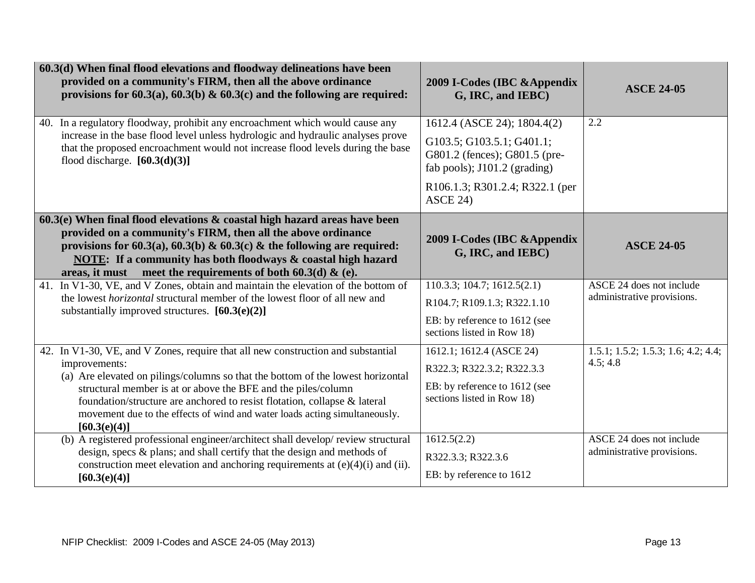| 60.3(d) When final flood elevations and floodway delineations have been provided on a community's FIRM, then all the above ordinance provisions for 60.3(a), 60.3(b) & 60.3(c) and the following are required: | 2009 I-Codes (IBC &Appendix G, IRC, and IEBC) | ASCE 24-05 |
|---|---|---|
| 40. In a regulatory floodway, prohibit any encroachment which would cause any increase in the base flood level unless hydrologic and hydraulic analyses prove that the proposed encroachment would not increase flood levels during the base flood discharge. **[60.3(d)(3)]** | 1612.4 (ASCE 24); 1804.4(2)<br>G103.5; G103.5.1; G401.1; G801.2 (fences); G801.5 (pre-fab pools); J101.2 (grading)<br>R106.1.3; R301.2.4; R322.1 (per ASCE 24) | 2.2 |
| **60.3(e) When final flood elevations & coastal high hazard areas have been provided on a community's FIRM, then all the above ordinance provisions for 60.3(a), 60.3(b) & 60.3(c) & the following are required: <u>NOTE</u>: If a community has both floodways & coastal high hazard areas, it must meet the requirements of both 60.3(d) & (e).** | **2009 I-Codes (IBC &Appendix G, IRC, and IEBC)** | **ASCE 24-05** |
| 41. In V1-30, VE, and V Zones, obtain and maintain the elevation of the bottom of the lowest *horizontal* structural member of the lowest floor of all new and substantially improved structures. **[60.3(e)(2)]** | 110.3.3; 104.7; 1612.5(2.1)<br>R104.7; R109.1.3; R322.1.10<br>EB: by reference to 1612 (see sections listed in Row 18) | ASCE 24 does not include administrative provisions. |
| 42. In V1-30, VE, and V Zones, require that all new construction and substantial improvements:<br>(a) Are elevated on pilings/columns so that the bottom of the lowest horizontal structural member is at or above the BFE and the piles/column foundation/structure are anchored to resist flotation, collapse & lateral movement due to the effects of wind and water loads acting simultaneously. **[60.3(e)(4)]** | 1612.1; 1612.4 (ASCE 24)<br>R322.3; R322.3.2; R322.3.3<br>EB: by reference to 1612 (see sections listed in Row 18) | 1.5.1; 1.5.2; 1.5.3; 1.6; 4.2; 4.4; 4.5; 4.8 |
| (b) A registered professional engineer/architect shall develop/ review structural design, specs & plans; and shall certify that the design and methods of construction meet elevation and anchoring requirements at (e)(4)(i) and (ii). **[60.3(e)(4)]** | 1612.5(2.2)<br>R322.3.3; R322.3.6<br>EB: by reference to 1612 | ASCE 24 does not include administrative provisions. |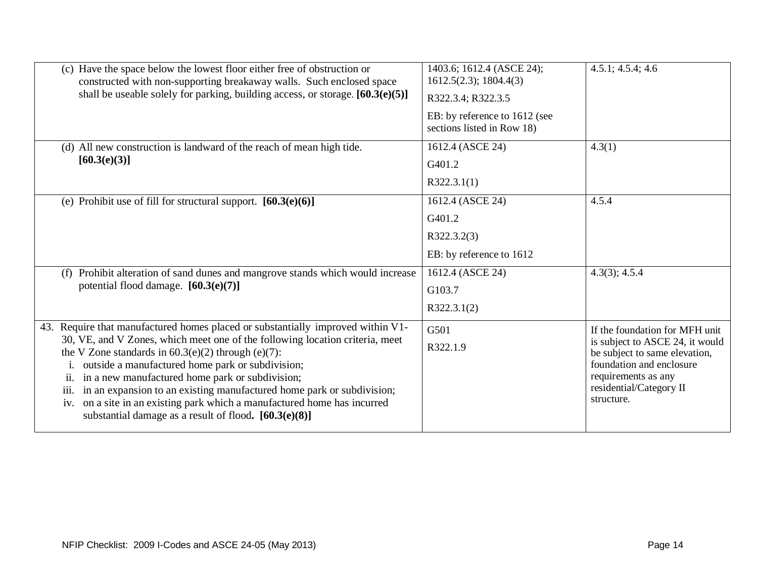| | | |
|---|---|---|
| (c) Have the space below the lowest floor either free of obstruction or constructed with non-supporting breakaway walls. Such enclosed space shall be useable solely for parking, building access, or storage. **[60.3(e)(5)]** | 1403.6; 1612.4 (ASCE 24); 1612.5(2.3); 1804.4(3)<br><br>R322.3.4; R322.3.5<br><br>EB: by reference to 1612 (see sections listed in Row 18) | 4.5.1; 4.5.4; 4.6 |
| (d) All new construction is landward of the reach of mean high tide. **[60.3(e)(3)]** | 1612.4 (ASCE 24)<br><br>G401.2<br><br>R322.3.1(1) | 4.3(1) |
| (e) Prohibit use of fill for structural support. **[60.3(e)(6)]** | 1612.4 (ASCE 24)<br><br>G401.2<br><br>R322.3.2(3)<br><br>EB: by reference to 1612 | 4.5.4 |
| (f) Prohibit alteration of sand dunes and mangrove stands which would increase potential flood damage. **[60.3(e)(7)]** | 1612.4 (ASCE 24)<br><br>G103.7<br><br>R322.3.1(2) | 4.3(3); 4.5.4 |
| 43. Require that manufactured homes placed or substantially improved within V1-30, VE, and V Zones, which meet one of the following location criteria, meet the V Zone standards in 60.3(e)(2) through (e)(7):<br>i. outside a manufactured home park or subdivision;<br>ii. in a new manufactured home park or subdivision;<br>iii. in an expansion to an existing manufactured home park or subdivision;<br>iv. on a site in an existing park which a manufactured home has incurred substantial damage as a result of flood**. [60.3(e)(8)]** | G501<br><br>R322.1.9 | If the foundation for MFH unit is subject to ASCE 24, it would be subject to same elevation, foundation and enclosure requirements as any residential/Category II structure. |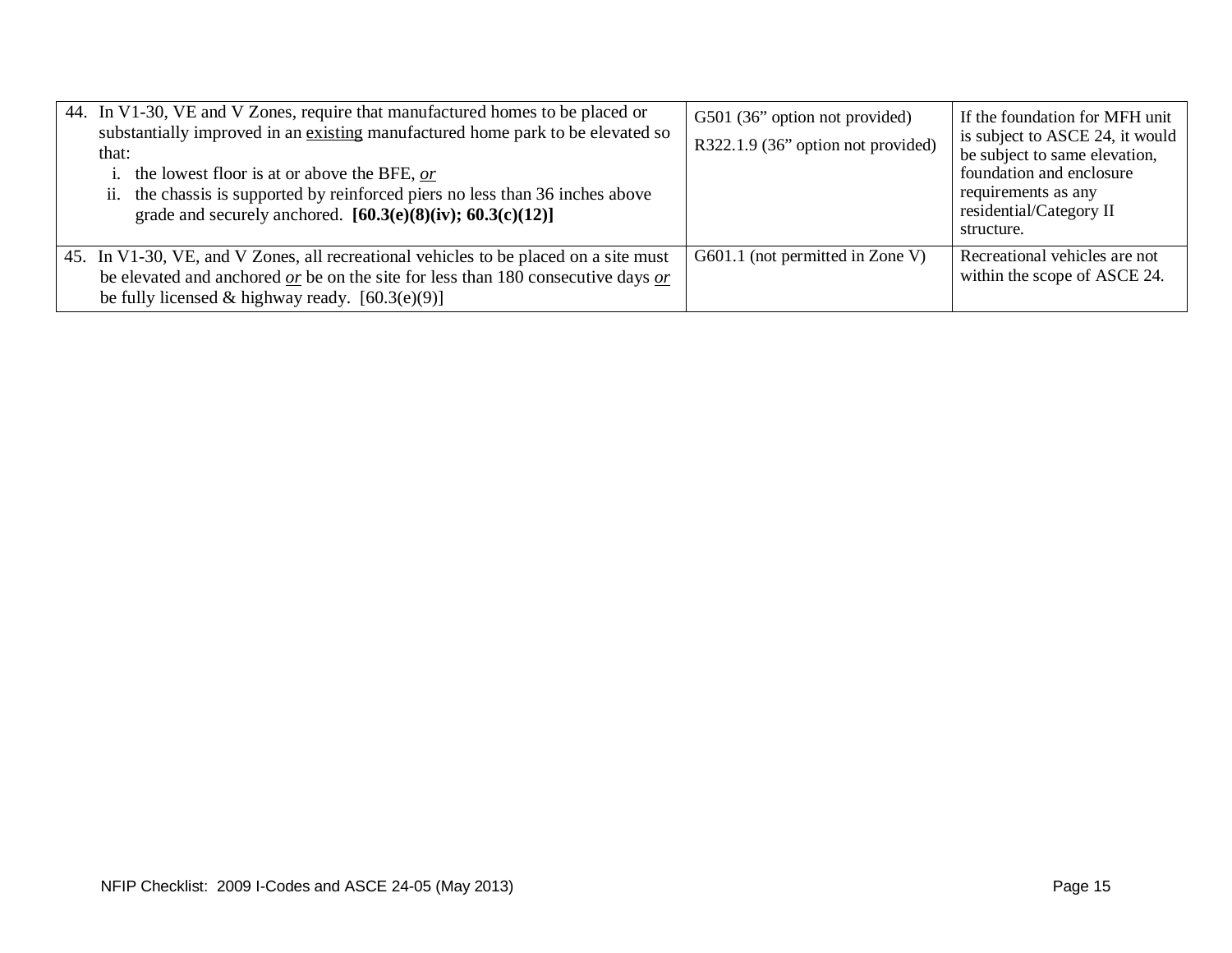| | | |
|---|---|---|
| 44. In V1-30, VE and V Zones, require that manufactured homes to be placed or substantially improved in an <u>existing</u> manufactured home park to be elevated so that:<br>i. the lowest floor is at or above the BFE, *<u>or</u>*<br>ii. the chassis is supported by reinforced piers no less than 36 inches above grade and securely anchored. **[60.3(e)(8)(iv); 60.3(c)(12)]** | G501 (36" option not provided)<br>R322.1.9 (36" option not provided) | If the foundation for MFH unit is subject to ASCE 24, it would be subject to same elevation, foundation and enclosure requirements as any residential/Category II structure. |
| 45. In V1-30, VE, and V Zones, all recreational vehicles to be placed on a site must be elevated and anchored *<u>or</u>* be on the site for less than 180 consecutive days *<u>or</u>* be fully licensed & highway ready. [60.3(e)(9)] | G601.1 (not permitted in Zone V) | Recreational vehicles are not within the scope of ASCE 24. |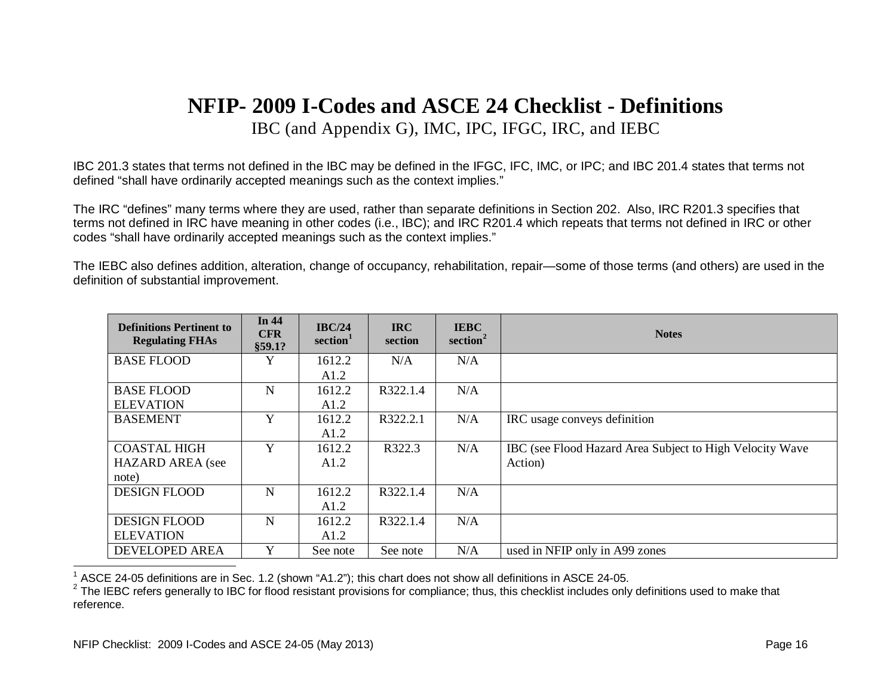# NFIP- 2009 I-Codes and ASCE 24 Checklist - Definitions

IBC (and Appendix G), IMC, IPC, IFGC, IRC, and IEBC

IBC 201.3 states that terms not defined in the IBC may be defined in the IFGC, IFC, IMC, or IPC; and IBC 201.4 states that terms not defined "shall have ordinarily accepted meanings such as the context implies."

The IRC "defines" many terms where they are used, rather than separate definitions in Section 202. Also, IRC R201.3 specifies that terms not defined in IRC have meaning in other codes (i.e., IBC); and IRC R201.4 which repeats that terms not defined in IRC or other codes "shall have ordinarily accepted meanings such as the context implies."

The IEBC also defines addition, alteration, change of occupancy, rehabilitation, repair—some of those terms (and others) are used in the definition of substantial improvement.

| Definitions Pertinent to Regulating FHAs | In 44 CFR §59.1? | IBC/24 section[1] | IRC section | IEBC section[2] | Notes |
|---|---|---|---|---|---|
| BASE FLOOD | Y | 1612.2 A1.2 | N/A | N/A | |
| BASE FLOOD ELEVATION | N | 1612.2 A1.2 | R322.1.4 | N/A | |
| BASEMENT | Y | 1612.2 A1.2 | R322.2.1 | N/A | IRC usage conveys definition |
| COASTAL HIGH HAZARD AREA (see note) | Y | 1612.2 A1.2 | R322.3 | N/A | IBC (see Flood Hazard Area Subject to High Velocity Wave Action) |
| DESIGN FLOOD | N | 1612.2 A1.2 | R322.1.4 | N/A | |
| DESIGN FLOOD ELEVATION | N | 1612.2 A1.2 | R322.1.4 | N/A | |
| DEVELOPED AREA | Y | See note | See note | N/A | used in NFIP only in A99 zones |

[1] ASCE 24-05 definitions are in Sec. 1.2 (shown "A1.2"); this chart does not show all definitions in ASCE 24-05.

[2] The IEBC refers generally to IBC for flood resistant provisions for compliance; thus, this checklist includes only definitions used to make that reference.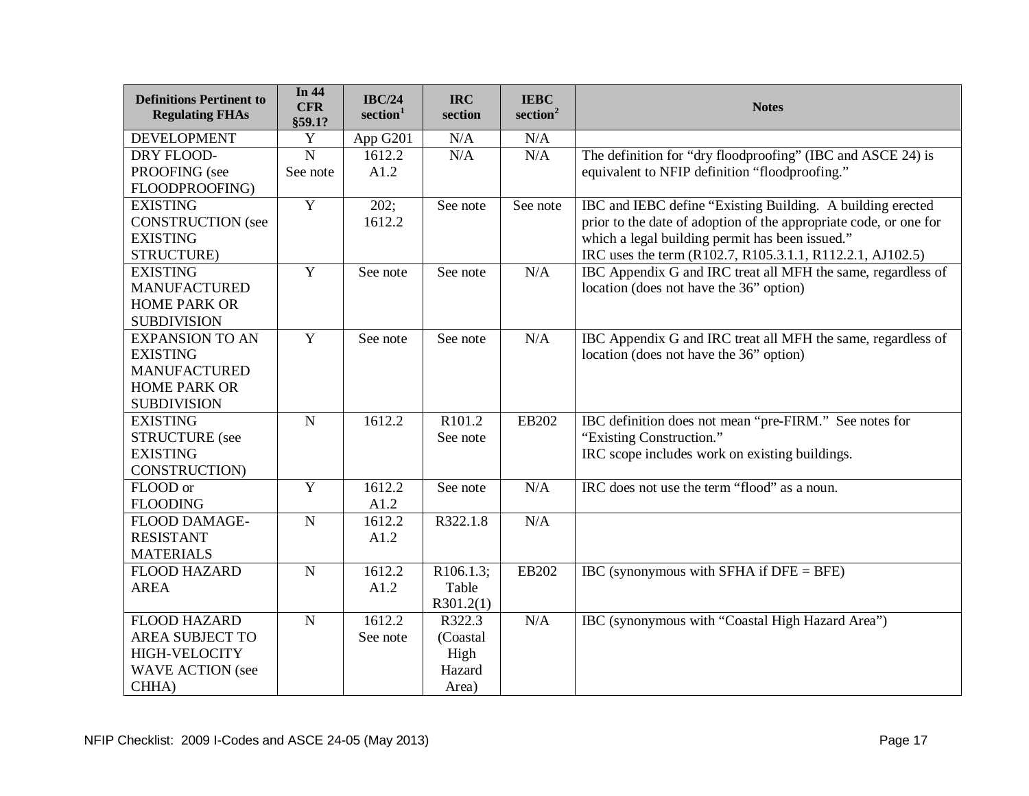| Definitions Pertinent to Regulating FHAs | In 44 CFR §59.1? | IBC/24 section[1] | IRC section | IEBC section[2] | Notes |
|---|---|---|---|---|---|
| DEVELOPMENT | Y | App G201 | N/A | N/A | |
| DRY FLOOD-PROOFING (see FLOODPROOFING) | N See note | 1612.2 A1.2 | N/A | N/A | The definition for "dry floodproofing" (IBC and ASCE 24) is equivalent to NFIP definition "floodproofing." |
| EXISTING CONSTRUCTION (see EXISTING STRUCTURE) | Y | 202; 1612.2 | See note | See note | IBC and IEBC define "Existing Building. A building erected prior to the date of adoption of the appropriate code, or one for which a legal building permit has been issued." IRC uses the term (R102.7, R105.3.1.1, R112.2.1, AJ102.5) |
| EXISTING MANUFACTURED HOME PARK OR SUBDIVISION | Y | See note | See note | N/A | IBC Appendix G and IRC treat all MFH the same, regardless of location (does not have the 36" option) |
| EXPANSION TO AN EXISTING MANUFACTURED HOME PARK OR SUBDIVISION | Y | See note | See note | N/A | IBC Appendix G and IRC treat all MFH the same, regardless of location (does not have the 36" option) |
| EXISTING STRUCTURE (see EXISTING CONSTRUCTION) | N | 1612.2 | R101.2 See note | EB202 | IBC definition does not mean "pre-FIRM." See notes for "Existing Construction." IRC scope includes work on existing buildings. |
| FLOOD or FLOODING | Y | 1612.2 A1.2 | See note | N/A | IRC does not use the term "flood" as a noun. |
| FLOOD DAMAGE-RESISTANT MATERIALS | N | 1612.2 A1.2 | R322.1.8 | N/A | |
| FLOOD HAZARD AREA | N | 1612.2 A1.2 | R106.1.3; Table R301.2(1) | EB202 | IBC (synonymous with SFHA if DFE = BFE) |
| FLOOD HAZARD AREA SUBJECT TO HIGH-VELOCITY WAVE ACTION (see CHHA) | N | 1612.2 See note | R322.3 (Coastal High Hazard Area) | N/A | IBC (synonymous with "Coastal High Hazard Area") |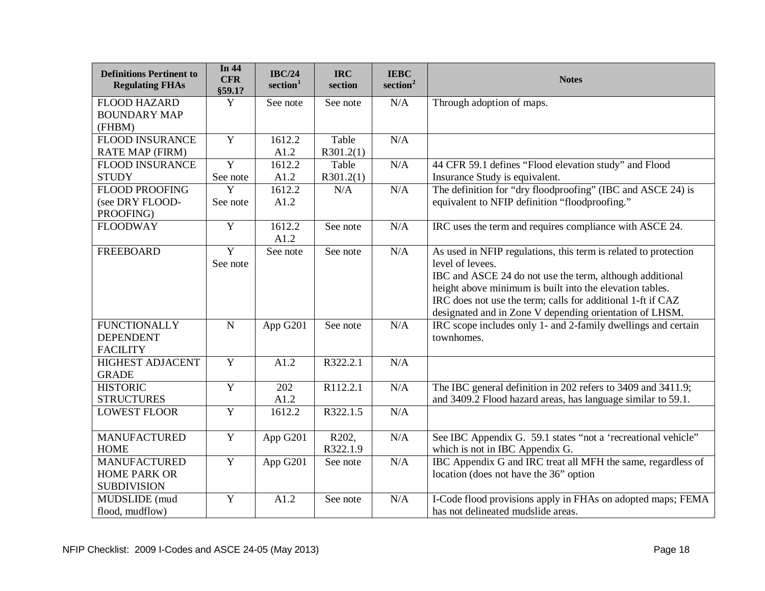| Definitions Pertinent to Regulating FHAs | In 44 CFR §59.1? | IBC/24 section[1] | IRC section | IEBC section[2] | Notes |
|---|---|---|---|---|---|
| FLOOD HAZARD BOUNDARY MAP (FHBM) | Y | See note | See note | N/A | Through adoption of maps. |
| FLOOD INSURANCE RATE MAP (FIRM) | Y | 1612.2 A1.2 | Table R301.2(1) | N/A | |
| FLOOD INSURANCE STUDY | Y See note | 1612.2 A1.2 | Table R301.2(1) | N/A | 44 CFR 59.1 defines "Flood elevation study" and Flood Insurance Study is equivalent. |
| FLOOD PROOFING (see DRY FLOOD-PROOFING) | Y See note | 1612.2 A1.2 | N/A | N/A | The definition for "dry floodproofing" (IBC and ASCE 24) is equivalent to NFIP definition "floodproofing." |
| FLOODWAY | Y | 1612.2 A1.2 | See note | N/A | IRC uses the term and requires compliance with ASCE 24. |
| FREEBOARD | Y See note | See note | See note | N/A | As used in NFIP regulations, this term is related to protection level of levees. IBC and ASCE 24 do not use the term, although additional height above minimum is built into the elevation tables. IRC does not use the term; calls for additional 1-ft if CAZ designated and in Zone V depending orientation of LHSM. |
| FUNCTIONALLY DEPENDENT FACILITY | N | App G201 | See note | N/A | IRC scope includes only 1- and 2-family dwellings and certain townhomes. |
| HIGHEST ADJACENT GRADE | Y | A1.2 | R322.2.1 | N/A | |
| HISTORIC STRUCTURES | Y | 202 A1.2 | R112.2.1 | N/A | The IBC general definition in 202 refers to 3409 and 3411.9; and 3409.2 Flood hazard areas, has language similar to 59.1. |
| LOWEST FLOOR | Y | 1612.2 | R322.1.5 | N/A | |
| MANUFACTURED HOME | Y | App G201 | R202, R322.1.9 | N/A | See IBC Appendix G. 59.1 states "not a 'recreational vehicle" which is not in IBC Appendix G. |
| MANUFACTURED HOME PARK OR SUBDIVISION | Y | App G201 | See note | N/A | IBC Appendix G and IRC treat all MFH the same, regardless of location (does not have the 36" option |
| MUDSLIDE (mud flood, mudflow) | Y | A1.2 | See note | N/A | I-Code flood provisions apply in FHAs on adopted maps; FEMA has not delineated mudslide areas. |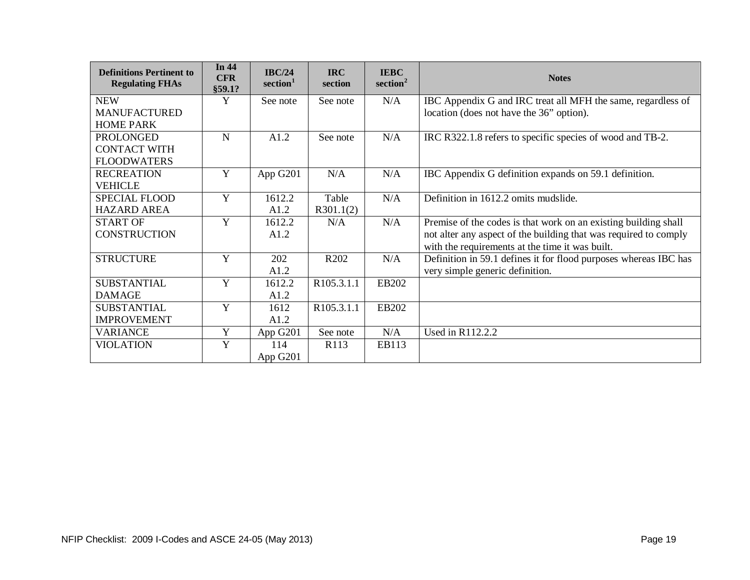| Definitions Pertinent to Regulating FHAs | In 44 CFR §59.1? | IBC/24 section[1] | IRC section | IEBC section[2] | Notes |
|---|---|---|---|---|---|
| NEW MANUFACTURED HOME PARK | Y | See note | See note | N/A | IBC Appendix G and IRC treat all MFH the same, regardless of location (does not have the 36” option). |
| PROLONGED CONTACT WITH FLOODWATERS | N | A1.2 | See note | N/A | IRC R322.1.8 refers to specific species of wood and TB-2. |
| RECREATION VEHICLE | Y | App G201 | N/A | N/A | IBC Appendix G definition expands on 59.1 definition. |
| SPECIAL FLOOD HAZARD AREA | Y | 1612.2 A1.2 | Table R301.1(2) | N/A | Definition in 1612.2 omits mudslide. |
| START OF CONSTRUCTION | Y | 1612.2 A1.2 | N/A | N/A | Premise of the codes is that work on an existing building shall not alter any aspect of the building that was required to comply with the requirements at the time it was built. |
| STRUCTURE | Y | 202 A1.2 | R202 | N/A | Definition in 59.1 defines it for flood purposes whereas IBC has very simple generic definition. |
| SUBSTANTIAL DAMAGE | Y | 1612.2 A1.2 | R105.3.1.1 | EB202 | |
| SUBSTANTIAL IMPROVEMENT | Y | 1612 A1.2 | R105.3.1.1 | EB202 | |
| VARIANCE | Y | App G201 | See note | N/A | Used in R112.2.2 |
| VIOLATION | Y | 114 App G201 | R113 | EB113 | |